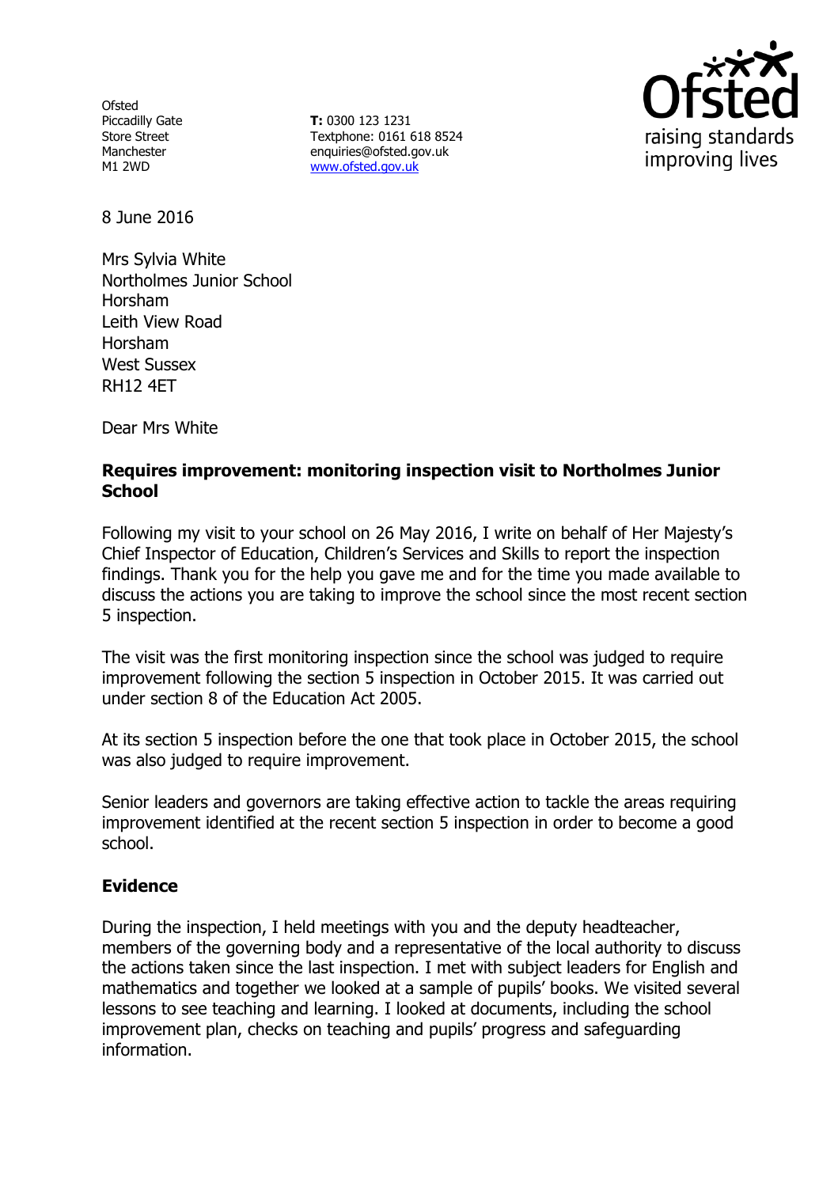Ofsted
Piccadilly Gate
Store Street
Manchester
M1 2WD

**T:** 0300 123 1231
Textphone: 0161 618 8524
enquiries@ofsted.gov.uk
[www.ofsted.gov.uk](http://www.ofsted.gov.uk)

raising standards
improving lives

8 June 2016

Mrs Sylvia White
Northolmes Junior School
Horsham
Leith View Road
Horsham
West Sussex
RH12 4ET

Dear Mrs White

**Requires improvement: monitoring inspection visit to Northolmes Junior School**

Following my visit to your school on 26 May 2016, I write on behalf of Her Majesty's Chief Inspector of Education, Children's Services and Skills to report the inspection findings. Thank you for the help you gave me and for the time you made available to discuss the actions you are taking to improve the school since the most recent section 5 inspection.

The visit was the first monitoring inspection since the school was judged to require improvement following the section 5 inspection in October 2015. It was carried out under section 8 of the Education Act 2005.

At its section 5 inspection before the one that took place in October 2015, the school was also judged to require improvement.

Senior leaders and governors are taking effective action to tackle the areas requiring improvement identified at the recent section 5 inspection in order to become a good school.

## Evidence

During the inspection, I held meetings with you and the deputy headteacher, members of the governing body and a representative of the local authority to discuss the actions taken since the last inspection. I met with subject leaders for English and mathematics and together we looked at a sample of pupils' books. We visited several lessons to see teaching and learning. I looked at documents, including the school improvement plan, checks on teaching and pupils' progress and safeguarding information.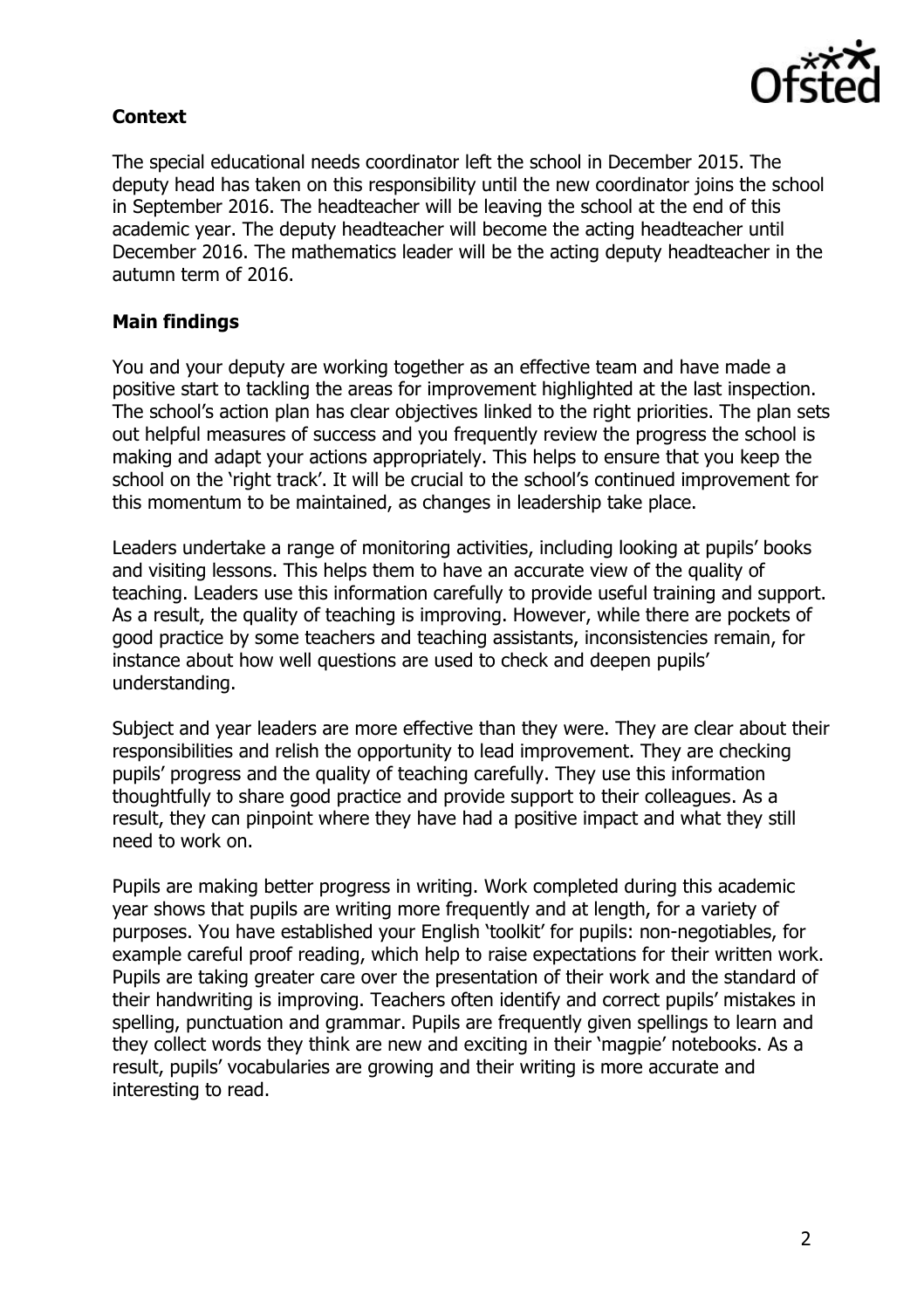## Context

The special educational needs coordinator left the school in December 2015. The deputy head has taken on this responsibility until the new coordinator joins the school in September 2016. The headteacher will be leaving the school at the end of this academic year. The deputy headteacher will become the acting headteacher until December 2016. The mathematics leader will be the acting deputy headteacher in the autumn term of 2016.

## Main findings

You and your deputy are working together as an effective team and have made a positive start to tackling the areas for improvement highlighted at the last inspection. The school's action plan has clear objectives linked to the right priorities. The plan sets out helpful measures of success and you frequently review the progress the school is making and adapt your actions appropriately. This helps to ensure that you keep the school on the 'right track'. It will be crucial to the school's continued improvement for this momentum to be maintained, as changes in leadership take place.

Leaders undertake a range of monitoring activities, including looking at pupils' books and visiting lessons. This helps them to have an accurate view of the quality of teaching. Leaders use this information carefully to provide useful training and support. As a result, the quality of teaching is improving. However, while there are pockets of good practice by some teachers and teaching assistants, inconsistencies remain, for instance about how well questions are used to check and deepen pupils' understanding.

Subject and year leaders are more effective than they were. They are clear about their responsibilities and relish the opportunity to lead improvement. They are checking pupils' progress and the quality of teaching carefully. They use this information thoughtfully to share good practice and provide support to their colleagues. As a result, they can pinpoint where they have had a positive impact and what they still need to work on.

Pupils are making better progress in writing. Work completed during this academic year shows that pupils are writing more frequently and at length, for a variety of purposes. You have established your English 'toolkit' for pupils: non-negotiables, for example careful proof reading, which help to raise expectations for their written work. Pupils are taking greater care over the presentation of their work and the standard of their handwriting is improving. Teachers often identify and correct pupils' mistakes in spelling, punctuation and grammar. Pupils are frequently given spellings to learn and they collect words they think are new and exciting in their 'magpie' notebooks. As a result, pupils' vocabularies are growing and their writing is more accurate and interesting to read.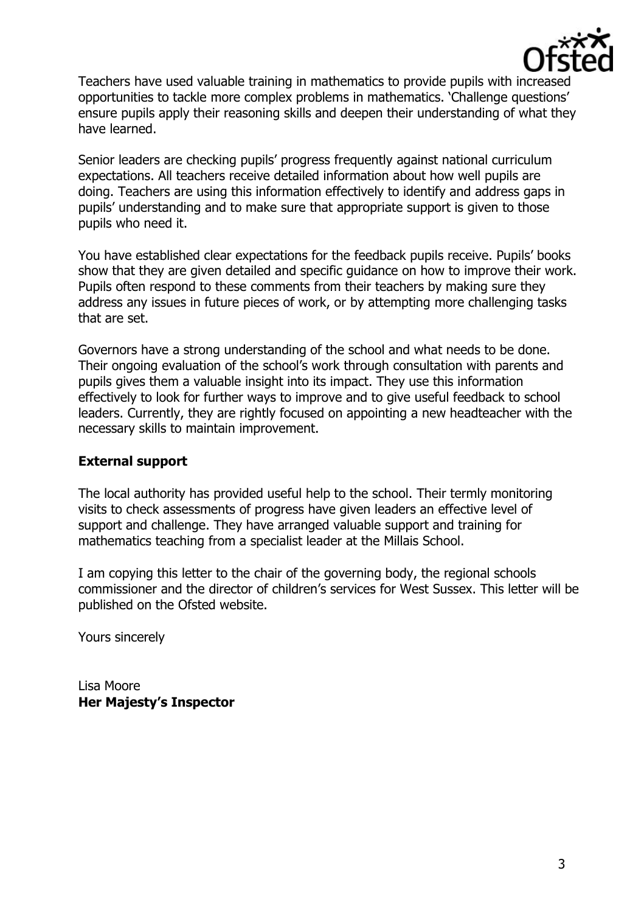Teachers have used valuable training in mathematics to provide pupils with increased opportunities to tackle more complex problems in mathematics. 'Challenge questions' ensure pupils apply their reasoning skills and deepen their understanding of what they have learned.

Senior leaders are checking pupils' progress frequently against national curriculum expectations. All teachers receive detailed information about how well pupils are doing. Teachers are using this information effectively to identify and address gaps in pupils' understanding and to make sure that appropriate support is given to those pupils who need it.

You have established clear expectations for the feedback pupils receive. Pupils' books show that they are given detailed and specific guidance on how to improve their work. Pupils often respond to these comments from their teachers by making sure they address any issues in future pieces of work, or by attempting more challenging tasks that are set.

Governors have a strong understanding of the school and what needs to be done. Their ongoing evaluation of the school's work through consultation with parents and pupils gives them a valuable insight into its impact. They use this information effectively to look for further ways to improve and to give useful feedback to school leaders. Currently, they are rightly focused on appointing a new headteacher with the necessary skills to maintain improvement.

**External support**

The local authority has provided useful help to the school. Their termly monitoring visits to check assessments of progress have given leaders an effective level of support and challenge. They have arranged valuable support and training for mathematics teaching from a specialist leader at the Millais School.

I am copying this letter to the chair of the governing body, the regional schools commissioner and the director of children's services for West Sussex. This letter will be published on the Ofsted website.

Yours sincerely

Lisa Moore
**Her Majesty's Inspector**